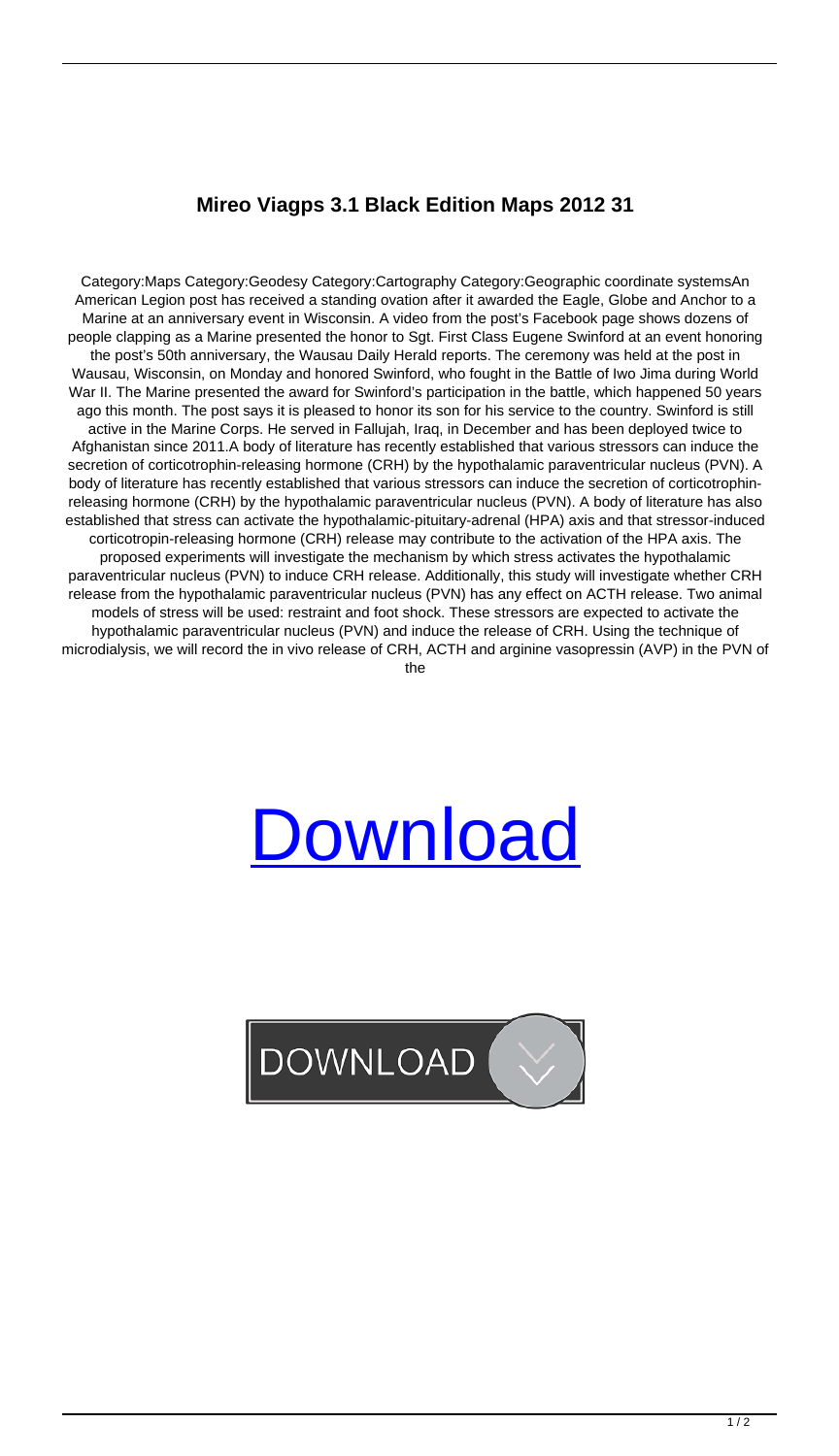# Mireo Viagps 3.1 Black Edition Maps 2012 31

Category:Maps Category:Geodesy Category:Cartography Category:Geographic coordinate systemsAn American Legion post has received a standing ovation after it awarded the Eagle, Globe and Anchor to a Marine at an anniversary event in Wisconsin. A video from the post's Facebook page shows dozens of people clapping as a Marine presented the honor to Sgt. First Class Eugene Swinford at an event honoring the post's 50th anniversary, the Wausau Daily Herald reports. The ceremony was held at the post in Wausau, Wisconsin, on Monday and honored Swinford, who fought in the Battle of Iwo Jima during World War II. The Marine presented the award for Swinford's participation in the battle, which happened 50 years ago this month. The post says it is pleased to honor its son for his service to the country. Swinford is still active in the Marine Corps. He served in Fallujah, Iraq, in December and has been deployed twice to Afghanistan since 2011.A body of literature has recently established that various stressors can induce the secretion of corticotrophin-releasing hormone (CRH) by the hypothalamic paraventricular nucleus (PVN). A body of literature has recently established that various stressors can induce the secretion of corticotrophin-releasing hormone (CRH) by the hypothalamic paraventricular nucleus (PVN). A body of literature has also established that stress can activate the hypothalamic-pituitary-adrenal (HPA) axis and that stressor-induced corticotropin-releasing hormone (CRH) release may contribute to the activation of the HPA axis. The proposed experiments will investigate the mechanism by which stress activates the hypothalamic paraventricular nucleus (PVN) to induce CRH release. Additionally, this study will investigate whether CRH release from the hypothalamic paraventricular nucleus (PVN) has any effect on ACTH release. Two animal models of stress will be used: restraint and foot shock. These stressors are expected to activate the hypothalamic paraventricular nucleus (PVN) and induce the release of CRH. Using the technique of microdialysis, we will record the in vivo release of CRH, ACTH and arginine vasopressin (AVP) in the PVN of the

[Download]

DOWNLOAD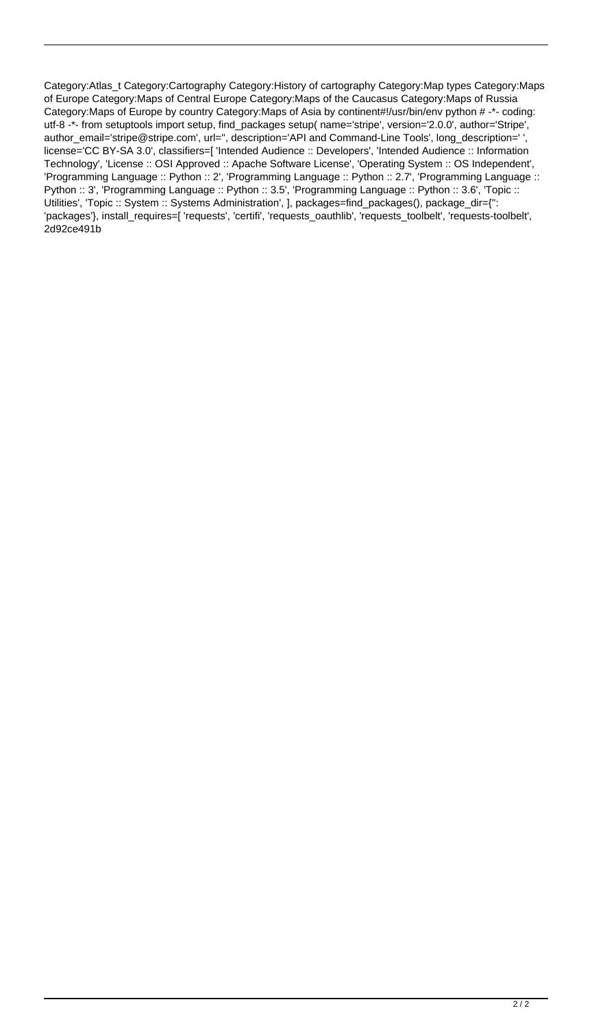Category:Atlas_t Category:Cartography Category:History of cartography Category:Map types Category:Maps of Europe Category:Maps of Central Europe Category:Maps of the Caucasus Category:Maps of Russia Category:Maps of Europe by country Category:Maps of Asia by continent#!/usr/bin/env python # -*- coding: utf-8 -*- from setuptools import setup, find_packages setup( name='stripe', version='2.0.0', author='Stripe', author_email='stripe@stripe.com', url='', description='API and Command-Line Tools', long_description=' ', license='CC BY-SA 3.0', classifiers=[ 'Intended Audience :: Developers', 'Intended Audience :: Information Technology', 'License :: OSI Approved :: Apache Software License', 'Operating System :: OS Independent', 'Programming Language :: Python :: 2', 'Programming Language :: Python :: 2.7', 'Programming Language :: Python :: 3', 'Programming Language :: Python :: 3.5', 'Programming Language :: Python :: 3.6', 'Topic :: Utilities', 'Topic :: System :: Systems Administration', ], packages=find_packages(), package_dir={'': 'packages'}, install_requires=[ 'requests', 'certifi', 'requests_oauthlib', 'requests_toolbelt', 'requests-toolbelt', 2d92ce491b